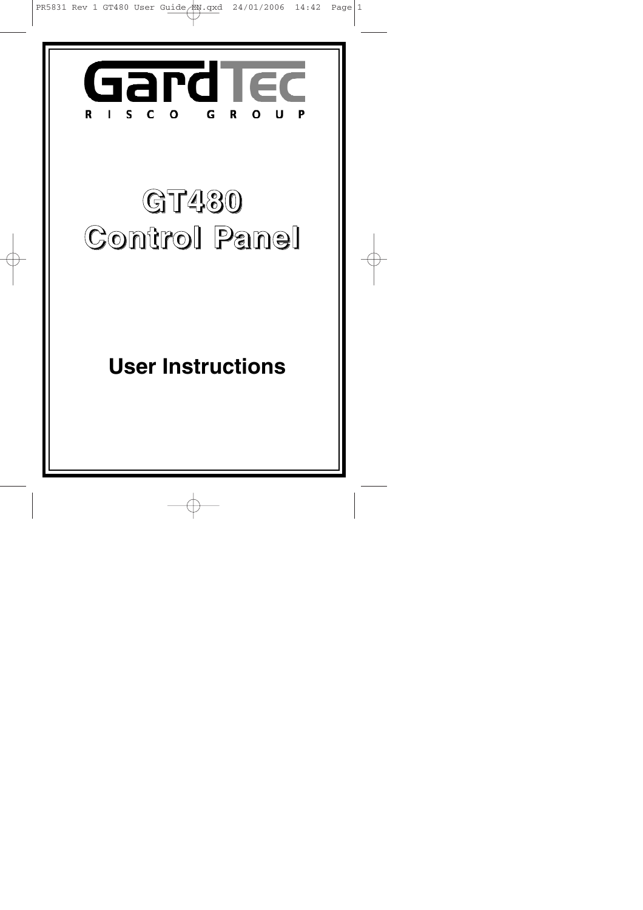# GardTec

RISCO GROUP

# GT480 Control Panel

## User Instructions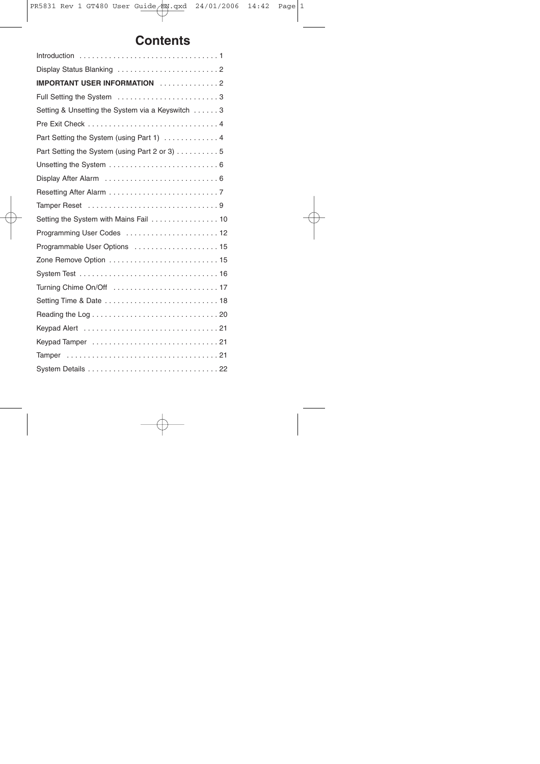# Contents

| | |
|---|---|
| Introduction | 1 |
| Display Status Blanking | 2 |
| **IMPORTANT USER INFORMATION** | 2 |
| Full Setting the System | 3 |
| Setting & Unsetting the System via a Keyswitch | 3 |
| Pre Exit Check | 4 |
| Part Setting the System (using Part 1) | 4 |
| Part Setting the System (using Part 2 or 3) | 5 |
| Unsetting the System | 6 |
| Display After Alarm | 6 |
| Resetting After Alarm | 7 |
| Tamper Reset | 9 |
| Setting the System with Mains Fail | 10 |
| Programming User Codes | 12 |
| Programmable User Options | 15 |
| Zone Remove Option | 15 |
| System Test | 16 |
| Turning Chime On/Off | 17 |
| Setting Time & Date | 18 |
| Reading the Log | 20 |
| Keypad Alert | 21 |
| Keypad Tamper | 21 |
| Tamper | 21 |
| System Details | 22 |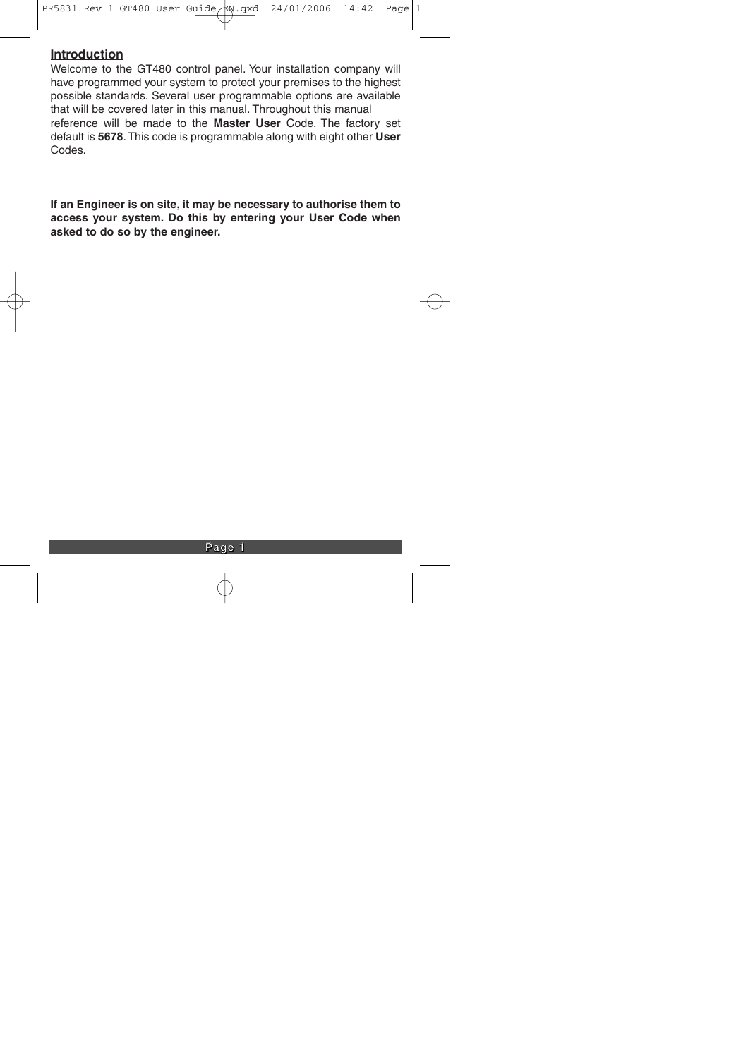## Introduction

Welcome to the GT480 control panel. Your installation company will have programmed your system to protect your premises to the highest possible standards. Several user programmable options are available that will be covered later in this manual. Throughout this manual reference will be made to the **Master User** Code. The factory set default is **5678**. This code is programmable along with eight other **User** Codes.

**If an Engineer is on site, it may be necessary to authorise them to access your system. Do this by entering your User Code when asked to do so by the engineer.**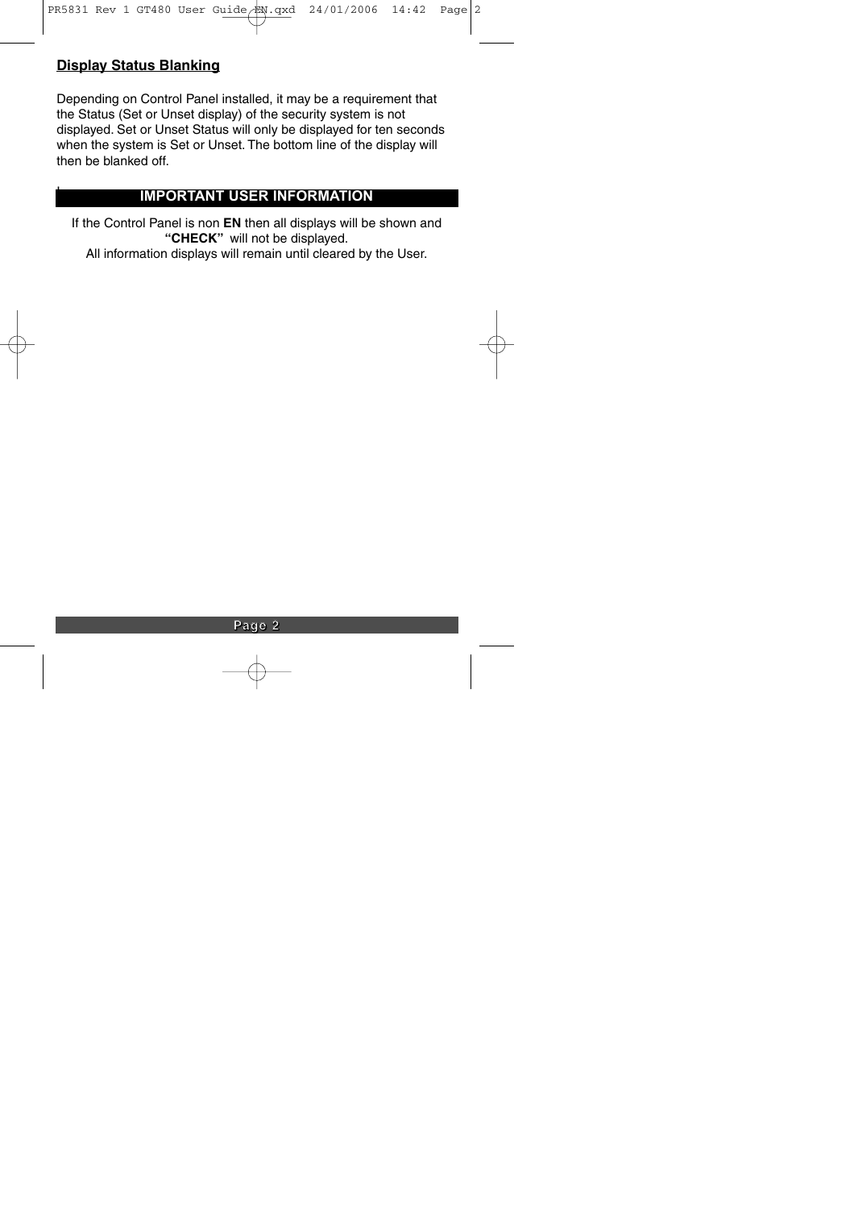## Display Status Blanking

Depending on Control Panel installed, it may be a requirement that the Status (Set or Unset display) of the security system is not displayed. Set or Unset Status will only be displayed for ten seconds when the system is Set or Unset. The bottom line of the display will then be blanked off.

## IMPORTANT USER INFORMATION

If the Control Panel is non **EN** then all displays will be shown and **"CHECK"** will not be displayed.
All information displays will remain until cleared by the User.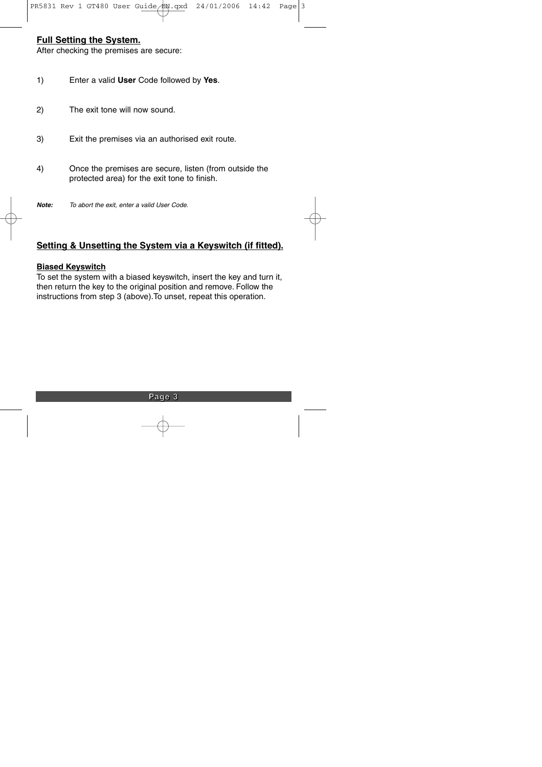## Full Setting the System.

After checking the premises are secure:

1) Enter a valid **User** Code followed by **Yes**.

2) The exit tone will now sound.

3) Exit the premises via an authorised exit route.

4) Once the premises are secure, listen (from outside the protected area) for the exit tone to finish.

***Note:*** *To abort the exit, enter a valid User Code.*

## Setting & Unsetting the System via a Keyswitch (if fitted).

### Biased Keyswitch

To set the system with a biased keyswitch, insert the key and turn it, then return the key to the original position and remove. Follow the instructions from step 3 (above).To unset, repeat this operation.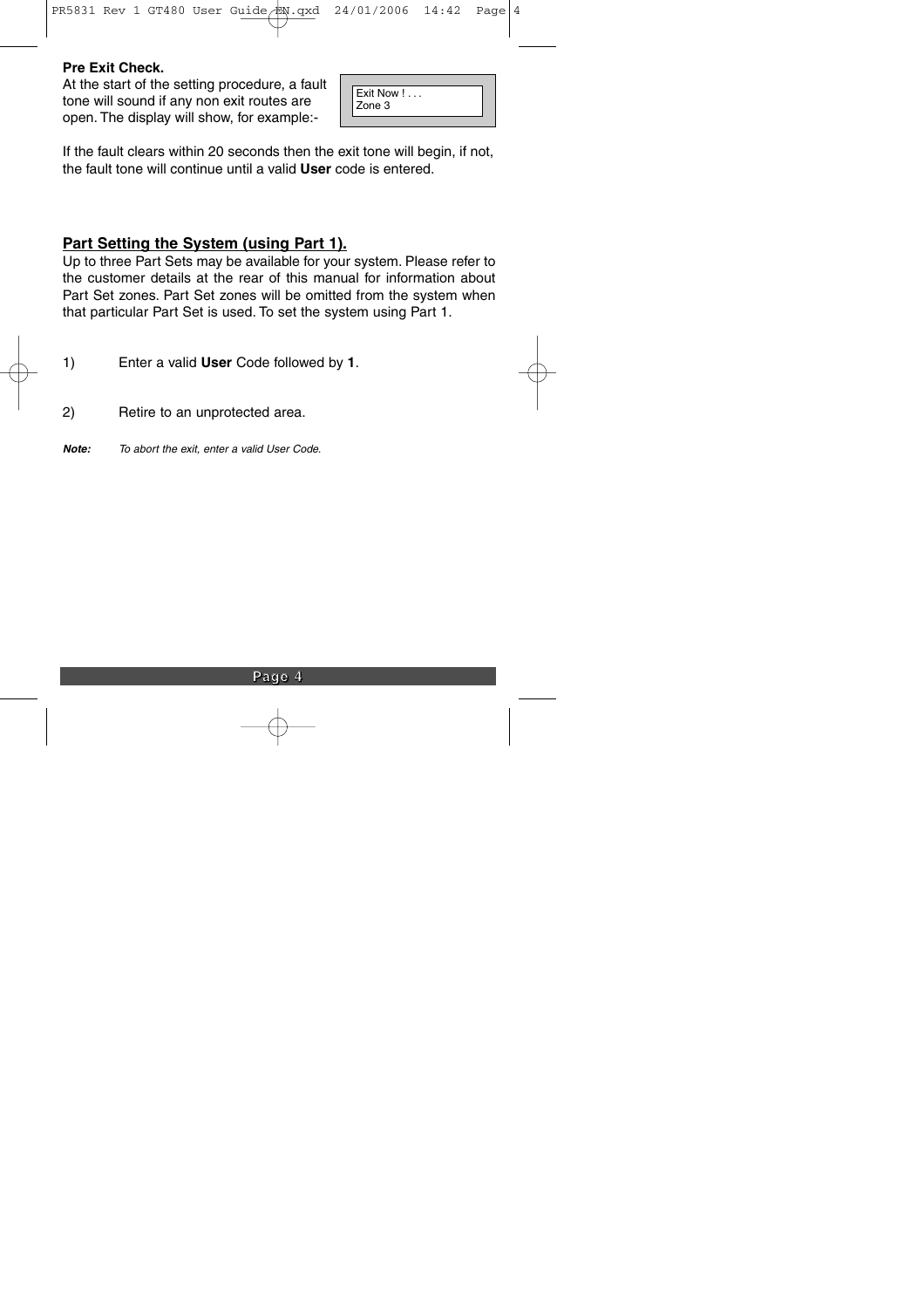**Pre Exit Check.**

At the start of the setting procedure, a fault tone will sound if any non exit routes are open. The display will show, for example:-

```
Exit Now ! . . .
Zone 3
```

If the fault clears within 20 seconds then the exit tone will begin, if not, the fault tone will continue until a valid **User** code is entered.

## Part Setting the System (using Part 1).

Up to three Part Sets may be available for your system. Please refer to the customer details at the rear of this manual for information about Part Set zones. Part Set zones will be omitted from the system when that particular Part Set is used. To set the system using Part 1.

1) Enter a valid **User** Code followed by **1**.

2) Retire to an unprotected area.

***Note:*** *To abort the exit, enter a valid User Code.*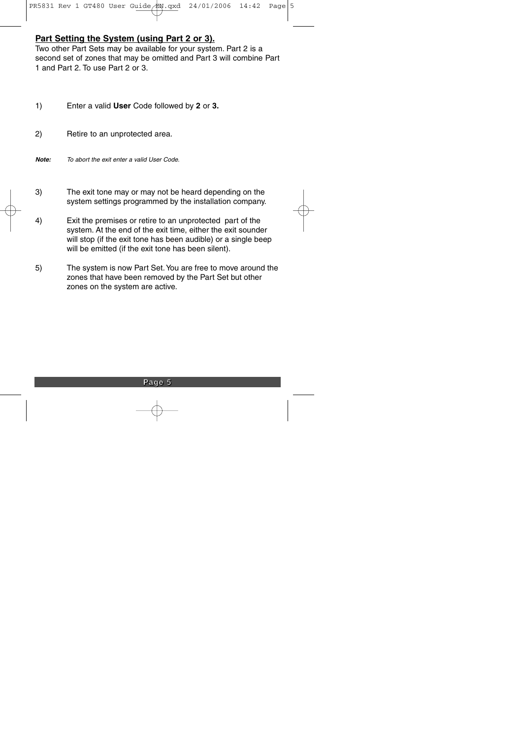## Part Setting the System (using Part 2 or 3).

Two other Part Sets may be available for your system. Part 2 is a second set of zones that may be omitted and Part 3 will combine Part 1 and Part 2. To use Part 2 or 3.

1) Enter a valid **User** Code followed by **2** or **3.**

2) Retire to an unprotected area.

***Note:*** *To abort the exit enter a valid User Code.*

3) The exit tone may or may not be heard depending on the system settings programmed by the installation company.

4) Exit the premises or retire to an unprotected part of the system. At the end of the exit time, either the exit sounder will stop (if the exit tone has been audible) or a single beep will be emitted (if the exit tone has been silent).

5) The system is now Part Set. You are free to move around the zones that have been removed by the Part Set but other zones on the system are active.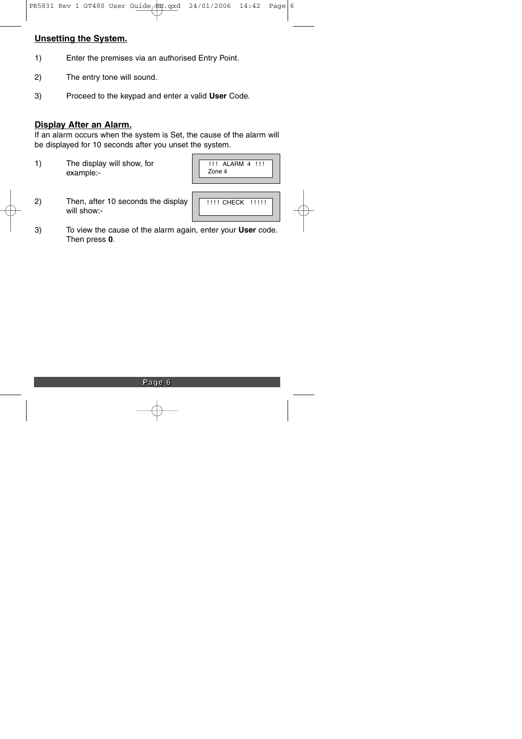## Unsetting the System.

1) Enter the premises via an authorised Entry Point.

2) The entry tone will sound.

3) Proceed to the keypad and enter a valid **User** Code.

## Display After an Alarm.

If an alarm occurs when the system is Set, the cause of the alarm will be displayed for 10 seconds after you unset the system.

1) The display will show, for example:-

```
 !!!  ALARM 4  !!!
 Zone 4
```

2) Then, after 10 seconds the display will show:-

```
 !!!! CHECK  !!!!!
```

3) To view the cause of the alarm again, enter your **User** code. Then press **0**.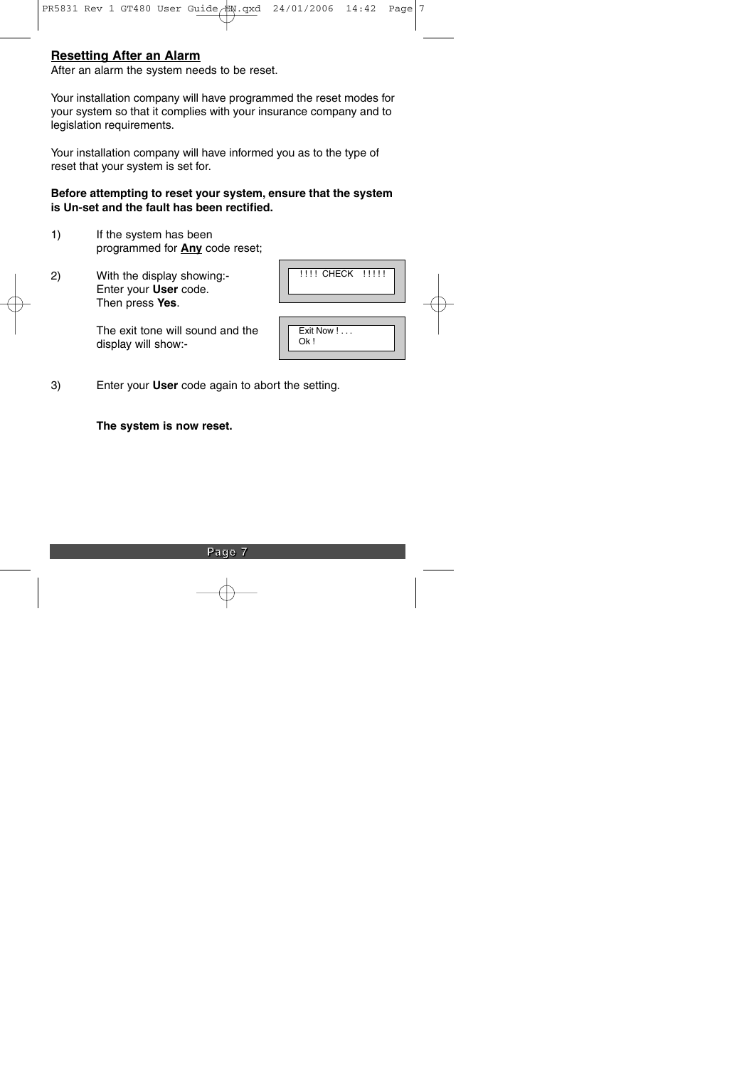## Resetting After an Alarm

After an alarm the system needs to be reset.

Your installation company will have programmed the reset modes for your system so that it complies with your insurance company and to legislation requirements.

Your installation company will have informed you as to the type of reset that your system is set for.

**Before attempting to reset your system, ensure that the system is Un-set and the fault has been rectified.**

1) If the system has been programmed for **Any** code reset;

2) With the display showing:- Enter your **User** code. Then press **Yes**.

```
!!!! CHECK !!!!!
```

The exit tone will sound and the display will show:-

```
Exit Now ! . . .
Ok !
```

3) Enter your **User** code again to abort the setting.

**The system is now reset.**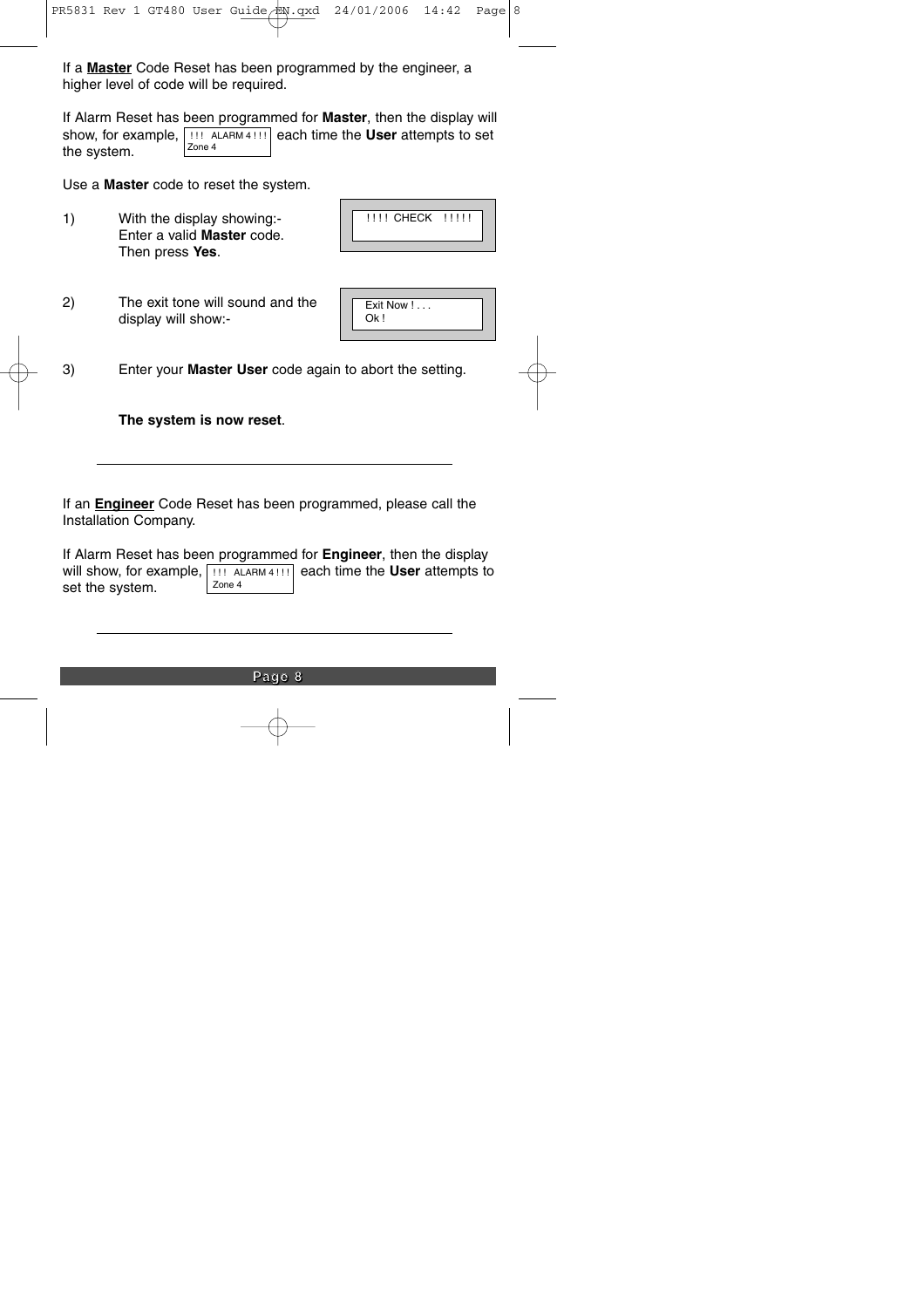If a **Master** Code Reset has been programmed by the engineer, a higher level of code will be required.

If Alarm Reset has been programmed for **Master**, then the display will show, for example, `!!! ALARM 4 !!! Zone 4` each time the **User** attempts to set the system.

Use a **Master** code to reset the system.

1) With the display showing:- Enter a valid **Master** code. Then press **Yes**.

   `!!!! CHECK !!!!!`

2) The exit tone will sound and the display will show:-

   `Exit Now ! . . .`
   `Ok !`

3) Enter your **Master User** code again to abort the setting.

**The system is now reset**.

---

If an **Engineer** Code Reset has been programmed, please call the Installation Company.

If Alarm Reset has been programmed for **Engineer**, then the display will show, for example, `!!! ALARM 4 !!! Zone 4` each time the **User** attempts to set the system.

---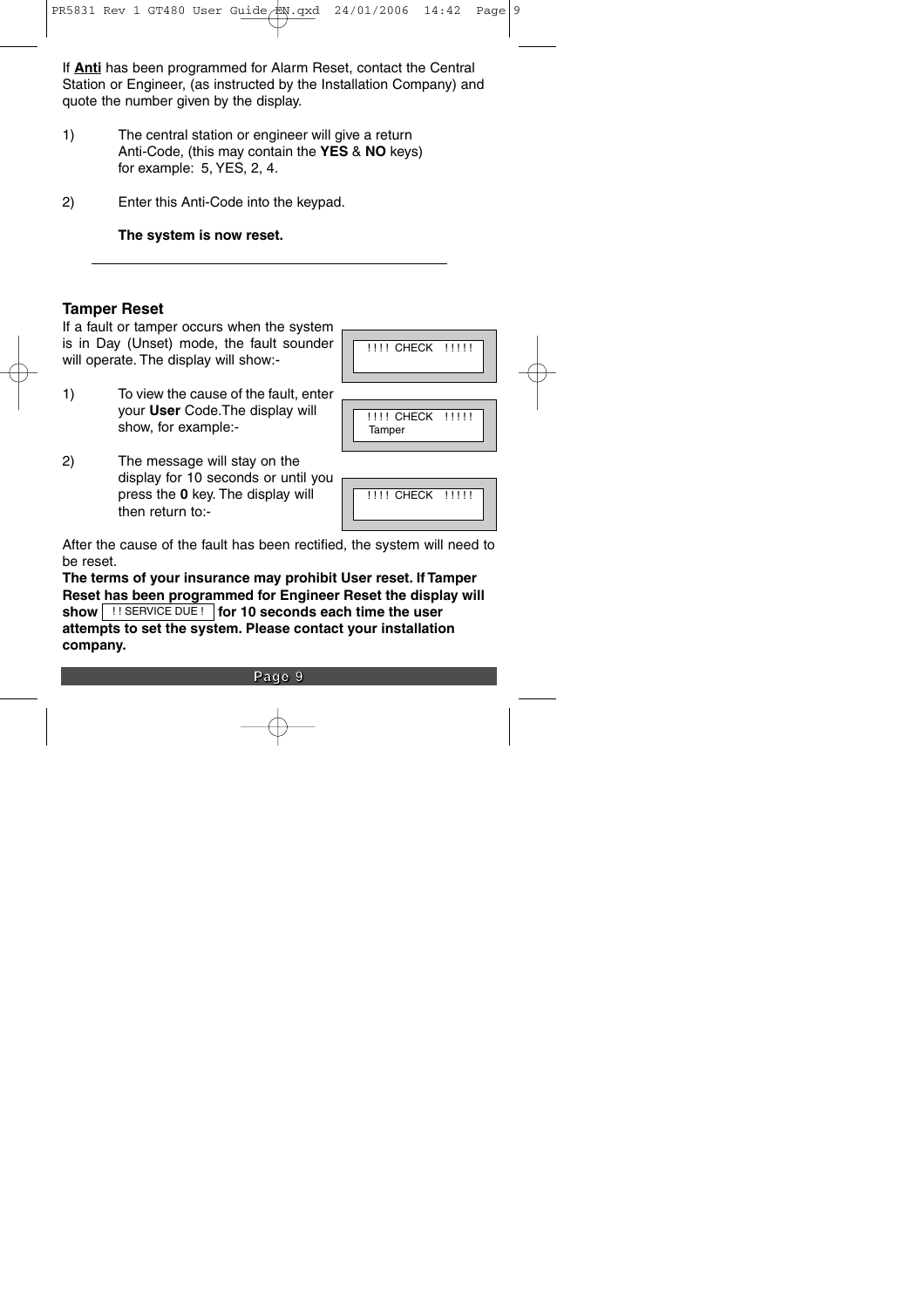If **Anti** has been programmed for Alarm Reset, contact the Central Station or Engineer, (as instructed by the Installation Company) and quote the number given by the display.

1) The central station or engineer will give a return Anti-Code, (this may contain the **YES** & **NO** keys) for example: 5, YES, 2, 4.

2) Enter this Anti-Code into the keypad.

**The system is now reset.**

---

### Tamper Reset

If a fault or tamper occurs when the system is in Day (Unset) mode, the fault sounder will operate. The display will show:-

```
!!!! CHECK !!!!!
```

1) To view the cause of the fault, enter your **User** Code. The display will show, for example:-

```
!!!! CHECK !!!!!
Tamper
```

2) The message will stay on the display for 10 seconds or until you press the **0** key. The display will then return to:-

```
!!!! CHECK !!!!!
```

After the cause of the fault has been rectified, the system will need to be reset.

**The terms of your insurance may prohibit User reset. If Tamper Reset has been programmed for Engineer Reset the display will show `!! SERVICE DUE !` for 10 seconds each time the user attempts to set the system. Please contact your installation company.**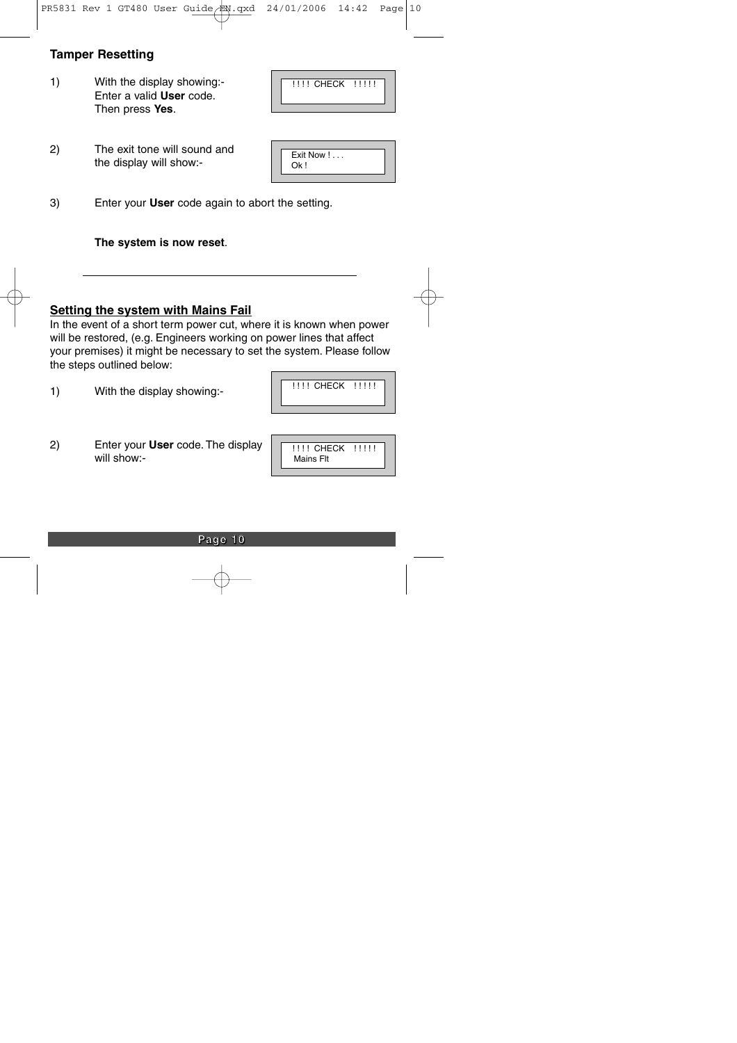## Tamper Resetting

1) With the display showing:- Enter a valid **User** code. Then press **Yes**.

```
!!!! CHECK !!!!!
```

2) The exit tone will sound and the display will show:-

```
Exit Now ! . . .
Ok !
```

3) Enter your **User** code again to abort the setting.

**The system is now reset**.

---

## Setting the system with Mains Fail

In the event of a short term power cut, where it is known when power will be restored, (e.g. Engineers working on power lines that affect your premises) it might be necessary to set the system. Please follow the steps outlined below:

1) With the display showing:-

```
!!!! CHECK !!!!!
```

2) Enter your **User** code. The display will show:-

```
!!!! CHECK !!!!!
Mains Flt
```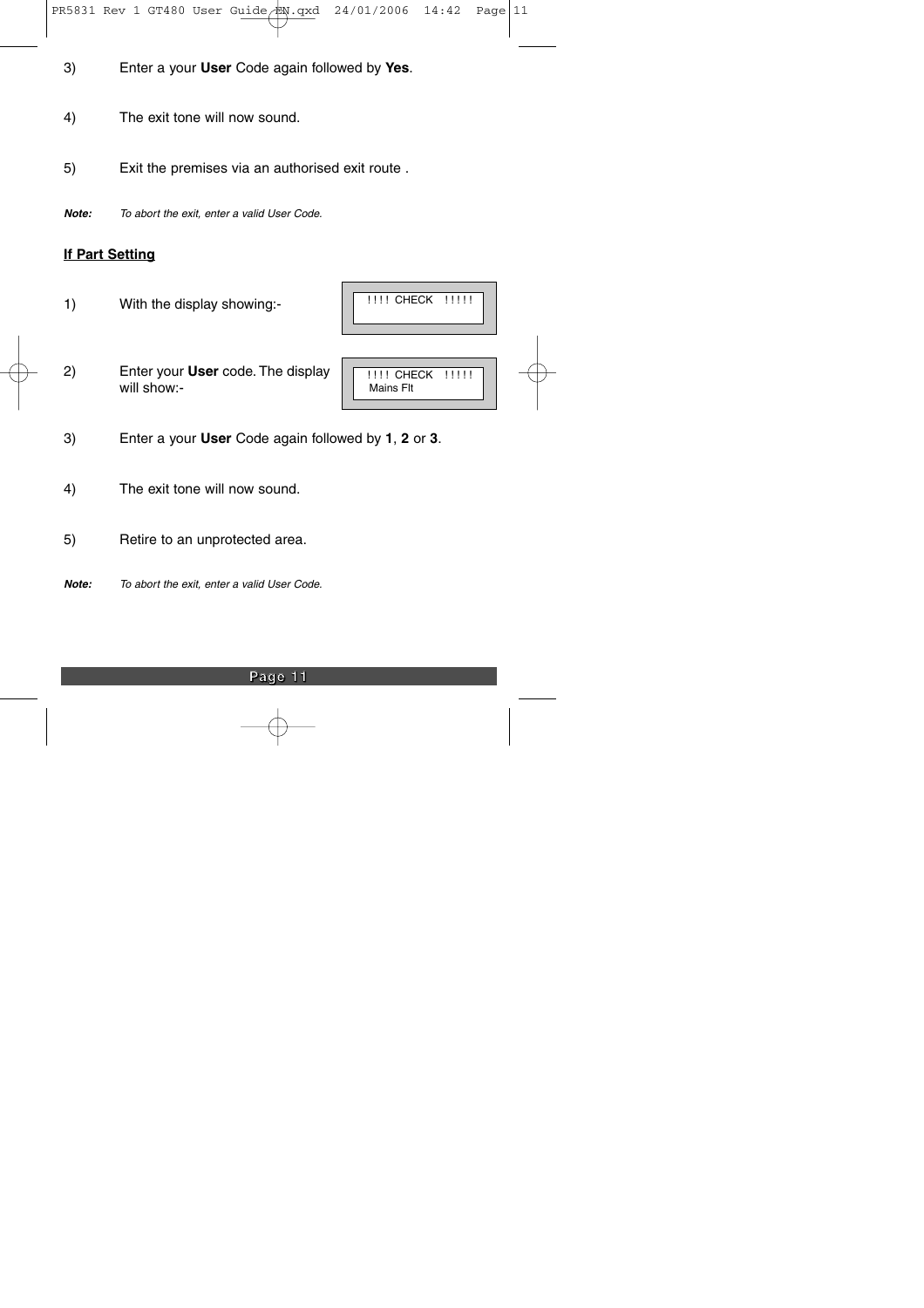3) Enter a your **User** Code again followed by **Yes**.

4) The exit tone will now sound.

5) Exit the premises via an authorised exit route .

***Note:*** *To abort the exit, enter a valid User Code.*

**<u>If Part Setting</u>**

1) With the display showing:-

```
!!!! CHECK  !!!!!
```

2) Enter your **User** code. The display will show:-

```
!!!! CHECK  !!!!!
Mains Flt
```

3) Enter a your **User** Code again followed by **1**, **2** or **3**.

4) The exit tone will now sound.

5) Retire to an unprotected area.

***Note:*** *To abort the exit, enter a valid User Code.*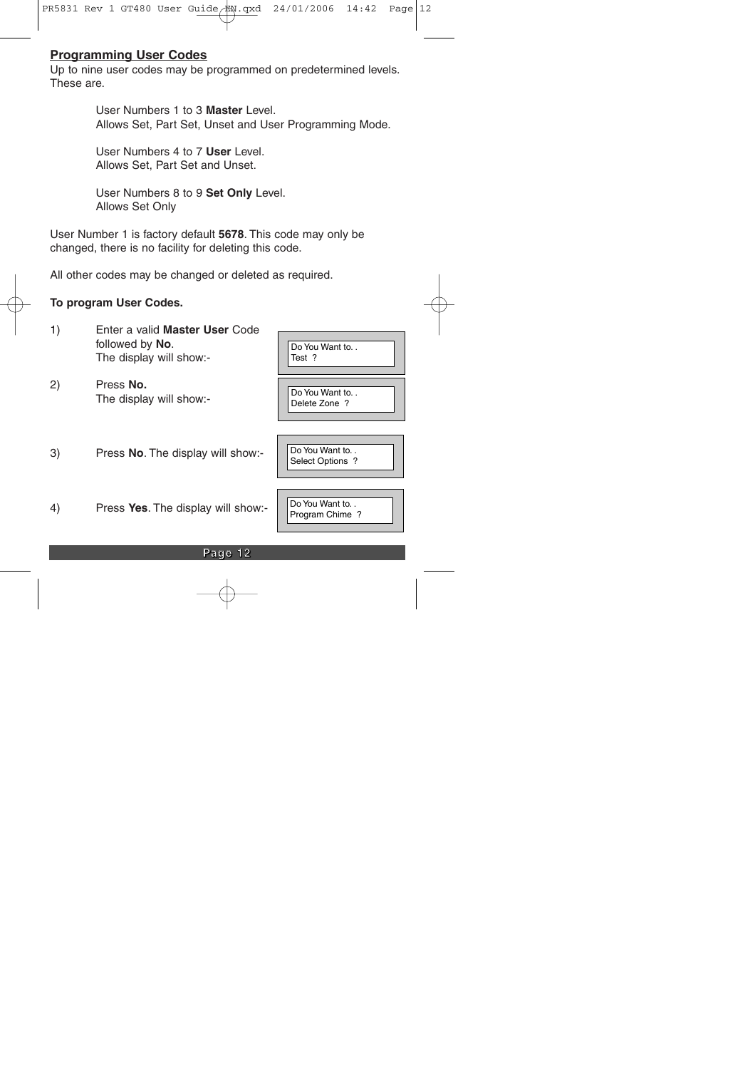## Programming User Codes

Up to nine user codes may be programmed on predetermined levels. These are.

User Numbers 1 to 3 **Master** Level.
Allows Set, Part Set, Unset and User Programming Mode.

User Numbers 4 to 7 **User** Level.
Allows Set, Part Set and Unset.

User Numbers 8 to 9 **Set Only** Level.
Allows Set Only

User Number 1 is factory default **5678**. This code may only be changed, there is no facility for deleting this code.

All other codes may be changed or deleted as required.

**To program User Codes.**

1) Enter a valid **Master User** Code followed by **No**. The display will show:-

```
Do You Want to. .
Test  ?
```

2) Press **No.** The display will show:-

```
Do You Want to. .
Delete Zone  ?
```

3) Press **No**. The display will show:-

```
Do You Want to. .
Select Options  ?
```

4) Press **Yes**. The display will show:-

```
Do You Want to. .
Program Chime  ?
```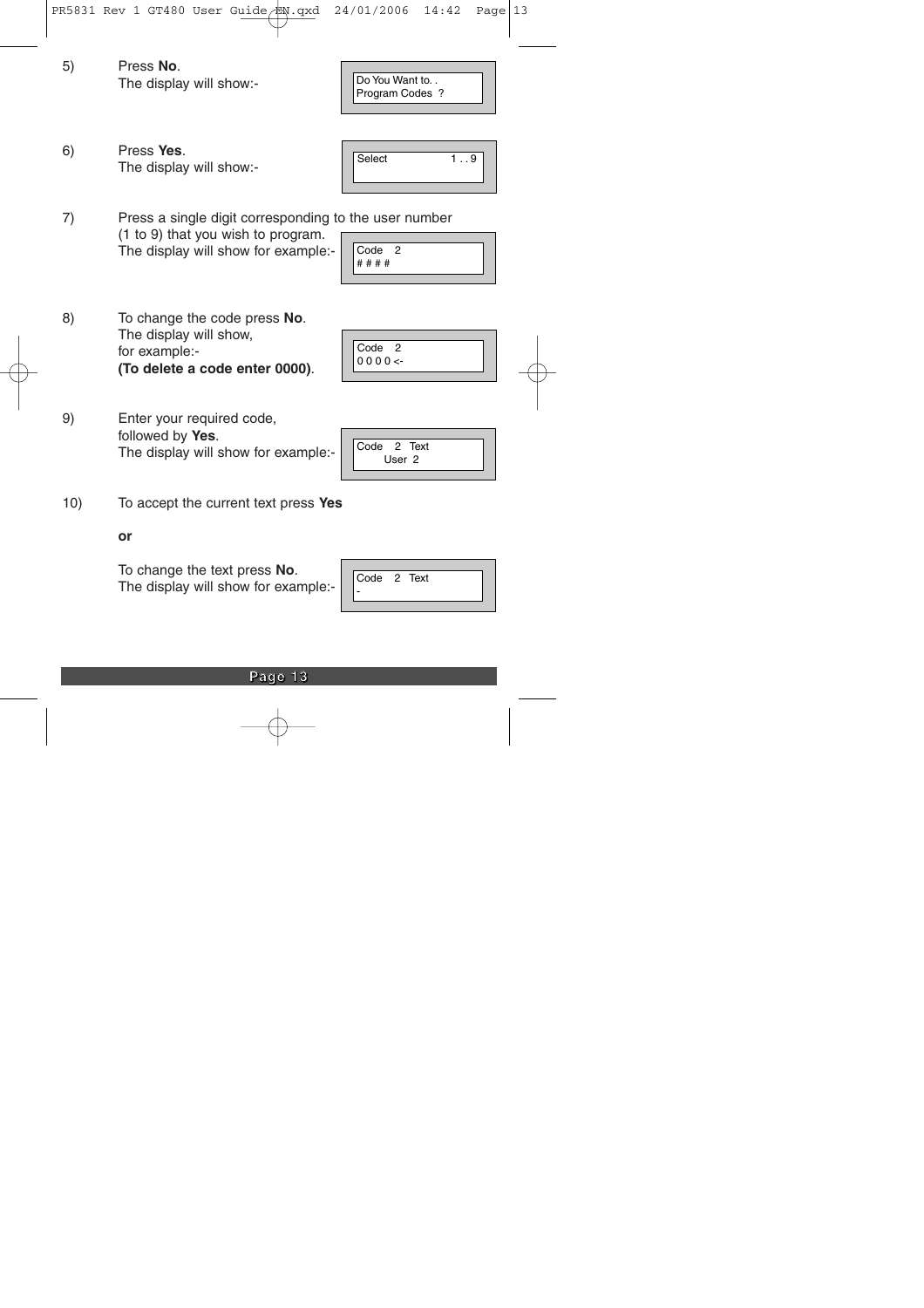5) Press **No**.
The display will show:-

```
Do You Want to. .
Program Codes  ?
```

6) Press **Yes**.
The display will show:-

```
Select            1 . . 9
```

7) Press a single digit corresponding to the user number (1 to 9) that you wish to program.
The display will show for example:-

```
Code   2
# # # #
```

8) To change the code press **No**.
The display will show, for example:-
**(To delete a code enter 0000)**.

```
Code   2
0 0 0 0 <-
```

9) Enter your required code, followed by **Yes**.
The display will show for example:-

```
Code   2  Text
       User  2
```

10) To accept the current text press **Yes**

**or**

To change the text press **No**.
The display will show for example:-

```
Code   2  Text
-
```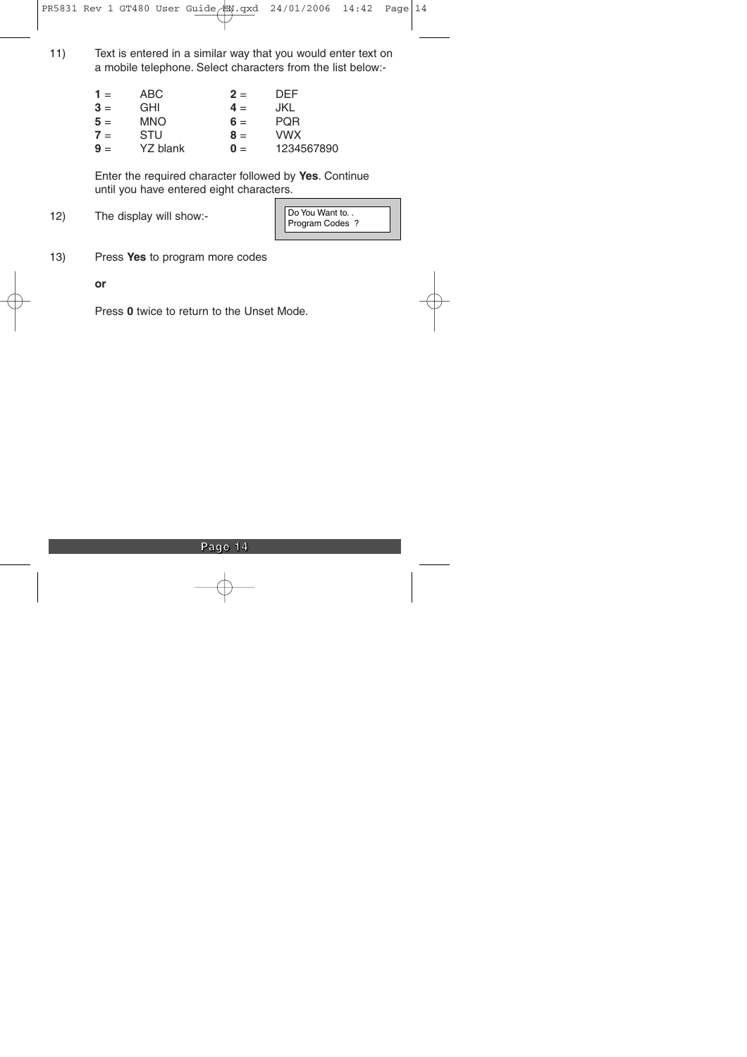11) Text is entered in a similar way that you would enter text on a mobile telephone. Select characters from the list below:-

| | | | |
|---|---|---|---|
| **1** = | ABC | **2** = | DEF |
| **3** = | GHI | **4** = | JKL |
| **5** = | MNO | **6** = | PQR |
| **7** = | STU | **8** = | VWX |
| **9** = | YZ blank | **0** = | 1234567890 |

Enter the required character followed by **Yes**. Continue until you have entered eight characters.

12) The display will show:-

```
Do You Want to. .
Program Codes ?
```

13) Press **Yes** to program more codes

**or**

Press **0** twice to return to the Unset Mode.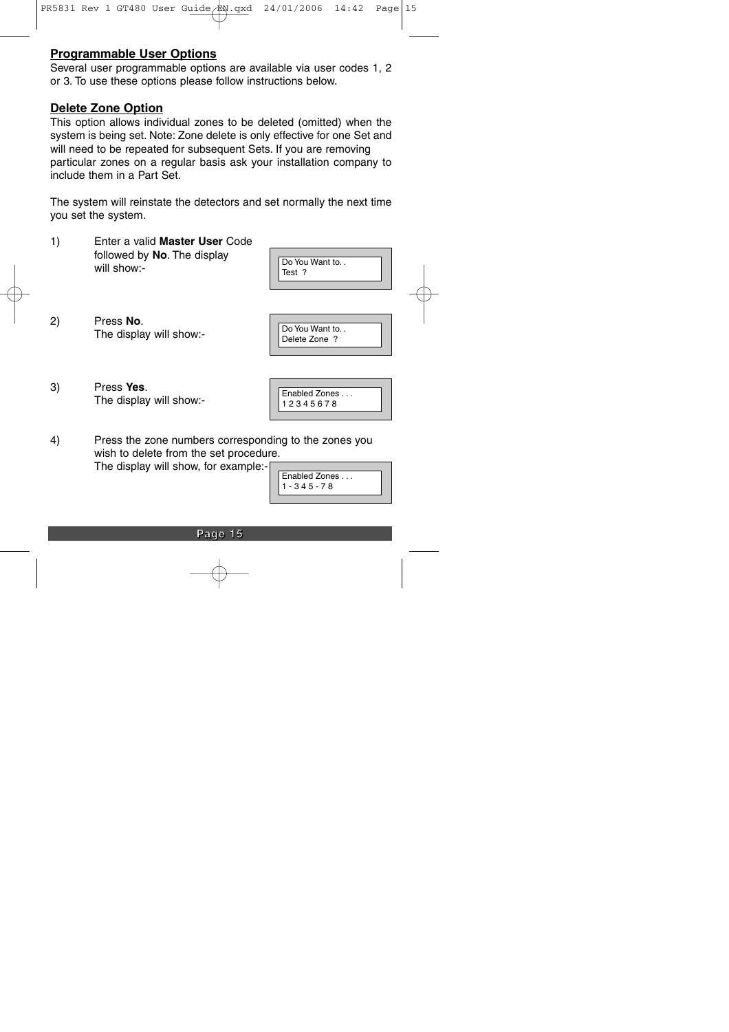## Programmable User Options

Several user programmable options are available via user codes 1, 2 or 3. To use these options please follow instructions below.

## Delete Zone Option

This option allows individual zones to be deleted (omitted) when the system is being set. Note: Zone delete is only effective for one Set and will need to be repeated for subsequent Sets. If you are removing particular zones on a regular basis ask your installation company to include them in a Part Set.

The system will reinstate the detectors and set normally the next time you set the system.

1) Enter a valid **Master User** Code followed by **No**. The display will show:-

```
Do You Want to. .
Test  ?
```

2) Press **No**.
   The display will show:-

```
Do You Want to. .
Delete Zone  ?
```

3) Press **Yes**.
   The display will show:-

```
Enabled Zones . . .
1 2 3 4 5 6 7 8
```

4) Press the zone numbers corresponding to the zones you wish to delete from the set procedure.
   The display will show, for example:-

```
Enabled Zones . . .
1 - 3 4 5 - 7 8
```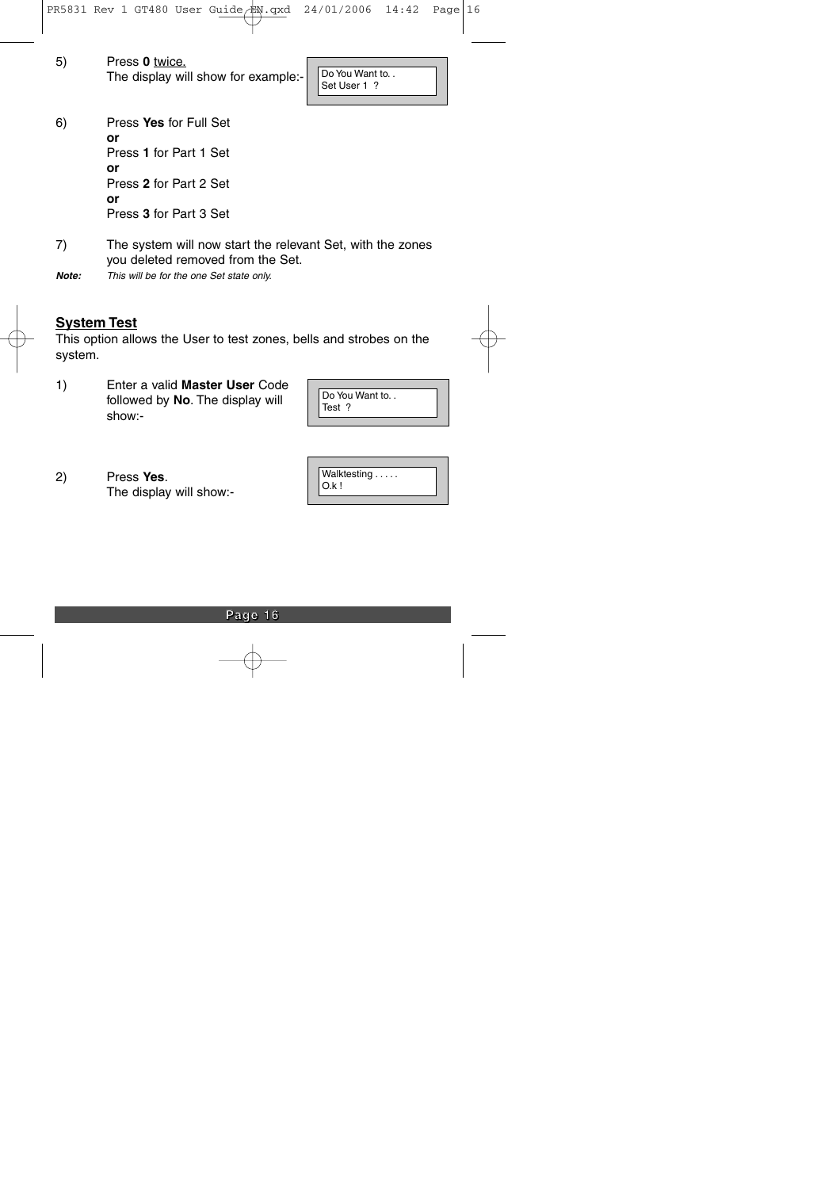5) Press **0** twice.
The display will show for example:-

```
Do You Want to. .
Set User 1  ?
```

6) Press **Yes** for Full Set
**or**
Press **1** for Part 1 Set
**or**
Press **2** for Part 2 Set
**or**
Press **3** for Part 3 Set

7) The system will now start the relevant Set, with the zones you deleted removed from the Set.

***Note:*** *This will be for the one Set state only.*

## System Test

This option allows the User to test zones, bells and strobes on the system.

1) Enter a valid **Master User** Code followed by **No**. The display will show:-

```
Do You Want to. .
Test  ?
```

2) Press **Yes**.
The display will show:-

```
Walktesting . . . . .
O.k !
```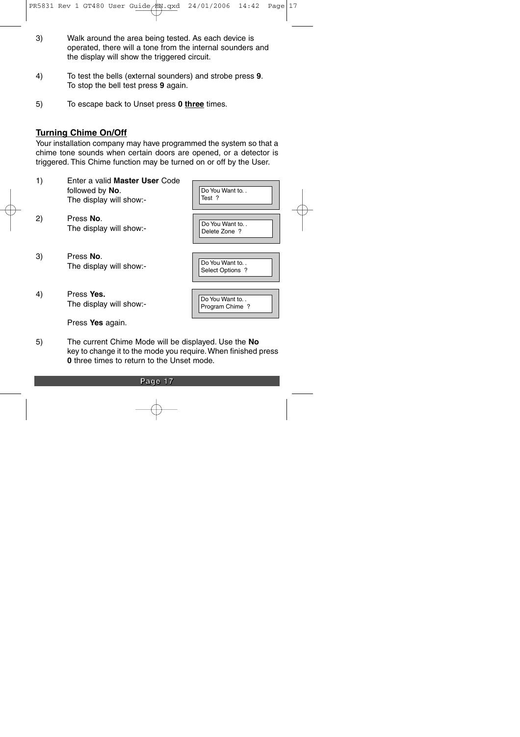3) Walk around the area being tested. As each device is operated, there will a tone from the internal sounders and the display will show the triggered circuit.

4) To test the bells (external sounders) and strobe press **9**. To stop the bell test press **9** again.

5) To escape back to Unset press **0** **three** times.

## Turning Chime On/Off

Your installation company may have programmed the system so that a chime tone sounds when certain doors are opened, or a detector is triggered. This Chime function may be turned on or off by the User.

1) Enter a valid **Master User** Code followed by **No**. The display will show:-

```
Do You Want to. .
Test  ?
```

2) Press **No**. The display will show:-

```
Do You Want to. .
Delete Zone  ?
```

3) Press **No**. The display will show:-

```
Do You Want to. .
Select Options  ?
```

4) Press **Yes.** The display will show:-

```
Do You Want to. .
Program Chime  ?
```

Press **Yes** again.

5) The current Chime Mode will be displayed. Use the **No** key to change it to the mode you require. When finished press **0** three times to return to the Unset mode.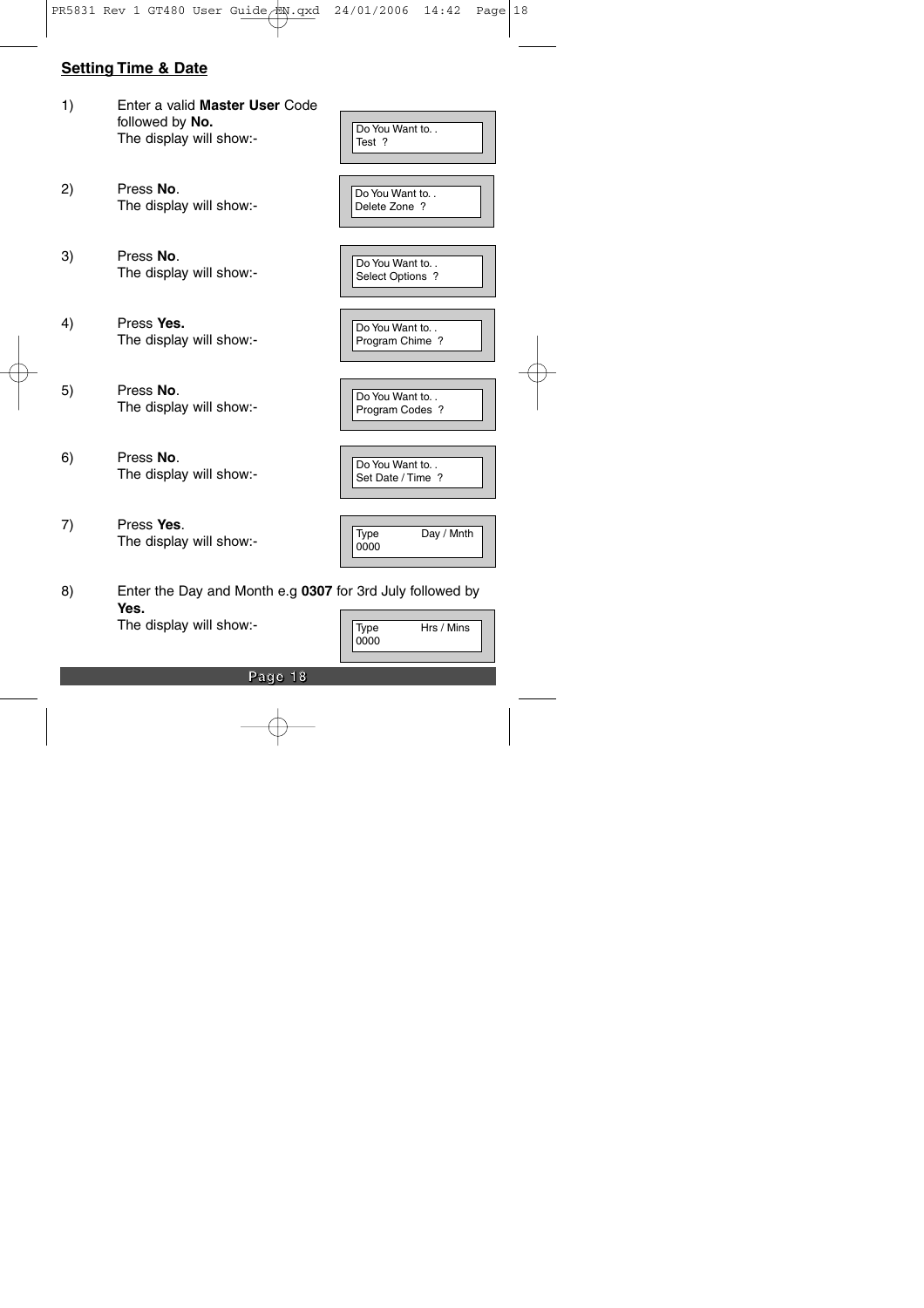## Setting Time & Date

1) Enter a valid **Master User** Code followed by **No.**
   The display will show:-

```
Do You Want to. .
Test ?
```

2) Press **No**.
   The display will show:-

```
Do You Want to. .
Delete Zone ?
```

3) Press **No**.
   The display will show:-

```
Do You Want to. .
Select Options ?
```

4) Press **Yes.**
   The display will show:-

```
Do You Want to. .
Program Chime ?
```

5) Press **No**.
   The display will show:-

```
Do You Want to. .
Program Codes ?
```

6) Press **No**.
   The display will show:-

```
Do You Want to. .
Set Date / Time ?
```

7) Press **Yes**.
   The display will show:-

```
Type        Day / Mnth
0000
```

8) Enter the Day and Month e.g **0307** for 3rd July followed by **Yes.**
   The display will show:-

```
Type        Hrs / Mins
0000
```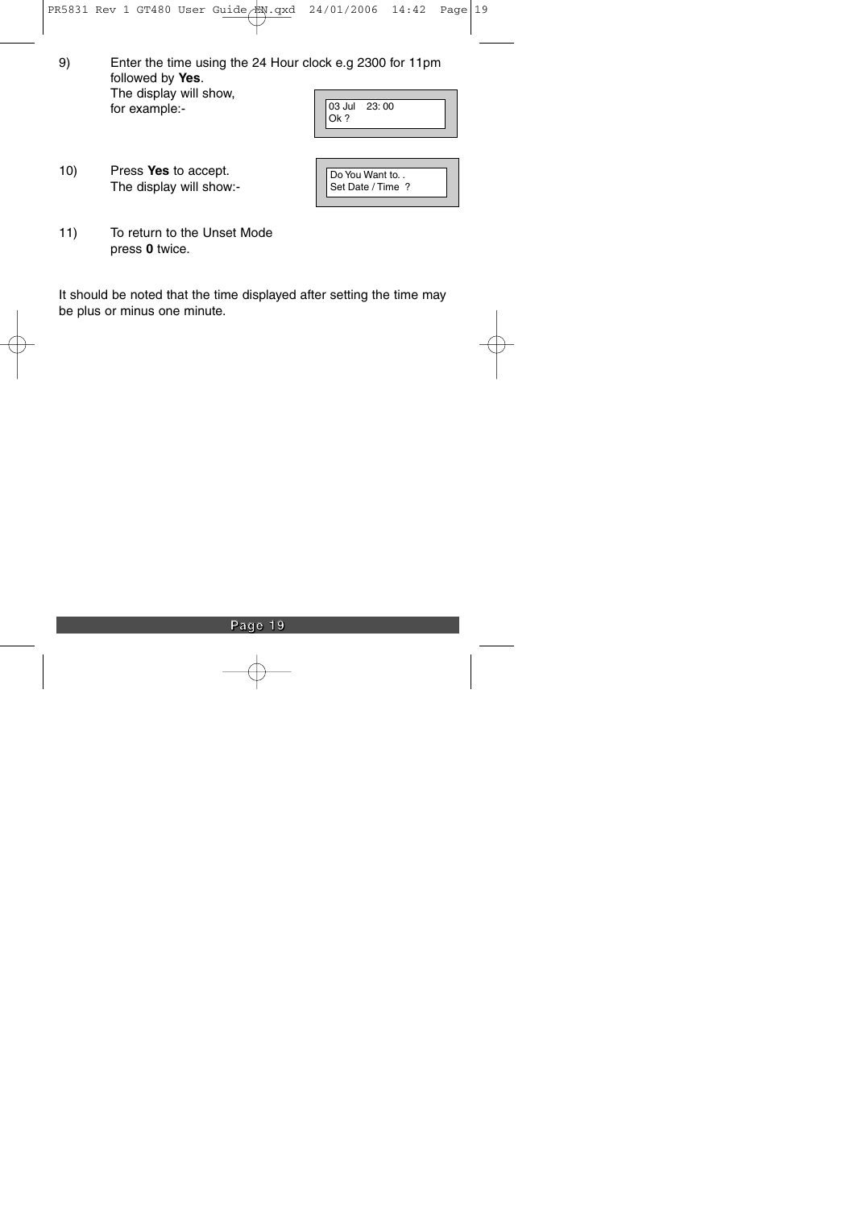9) Enter the time using the 24 Hour clock e.g 2300 for 11pm followed by **Yes**.
   The display will show, for example:-

```
03 Jul    23: 00
Ok ?
```

10) Press **Yes** to accept.
    The display will show:-

```
Do You Want to. .
Set Date / Time  ?
```

11) To return to the Unset Mode press **0** twice.

It should be noted that the time displayed after setting the time may be plus or minus one minute.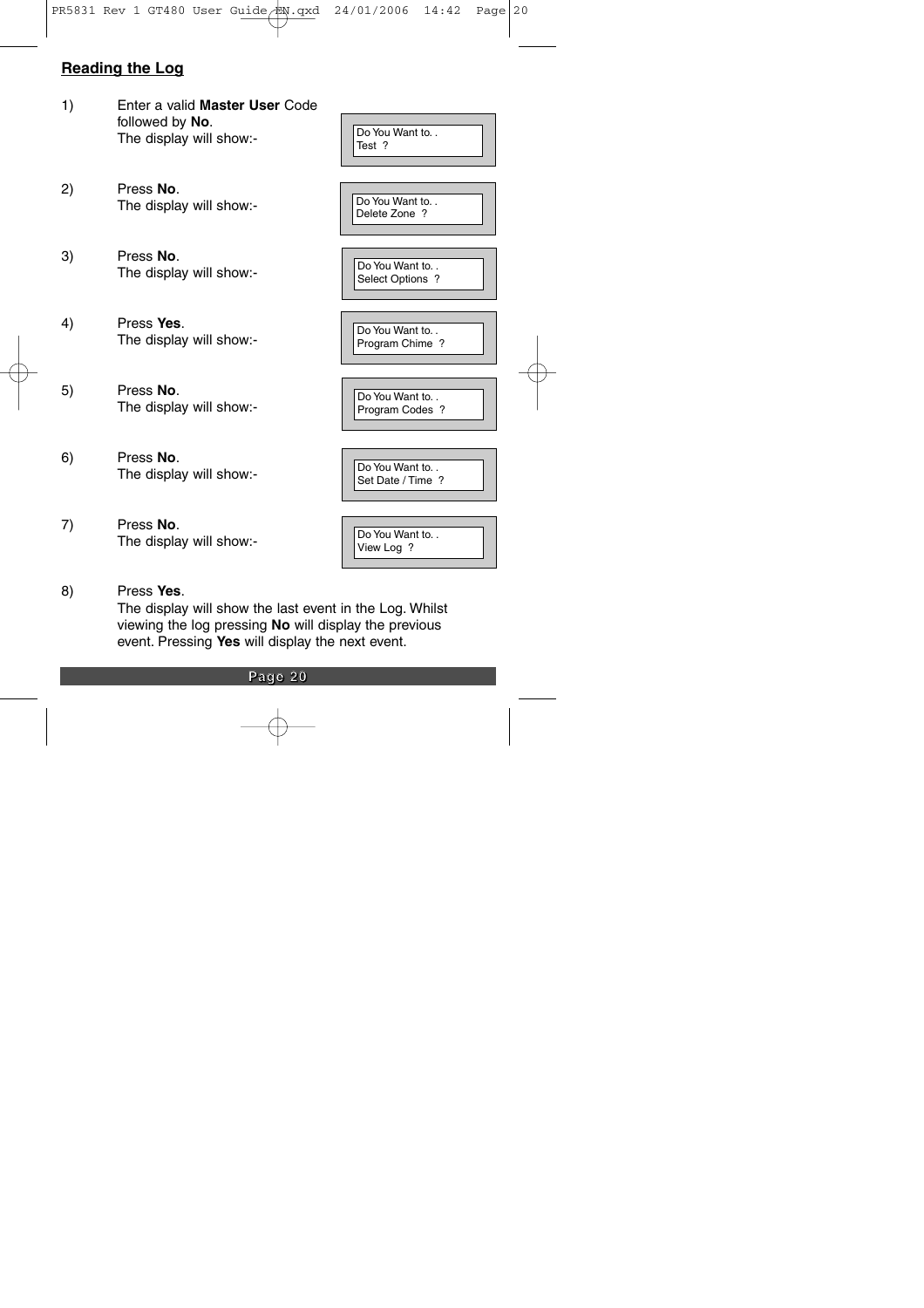## Reading the Log

1) Enter a valid **Master User** Code followed by **No**.
   The display will show:-

   ```
   Do You Want to. .
   Test ?
   ```

2) Press **No**.
   The display will show:-

   ```
   Do You Want to. .
   Delete Zone ?
   ```

3) Press **No**.
   The display will show:-

   ```
   Do You Want to. .
   Select Options ?
   ```

4) Press **Yes**.
   The display will show:-

   ```
   Do You Want to. .
   Program Chime ?
   ```

5) Press **No**.
   The display will show:-

   ```
   Do You Want to. .
   Program Codes ?
   ```

6) Press **No**.
   The display will show:-

   ```
   Do You Want to. .
   Set Date / Time ?
   ```

7) Press **No**.
   The display will show:-

   ```
   Do You Want to. .
   View Log ?
   ```

8) Press **Yes**.
   The display will show the last event in the Log. Whilst viewing the log pressing **No** will display the previous event. Pressing **Yes** will display the next event.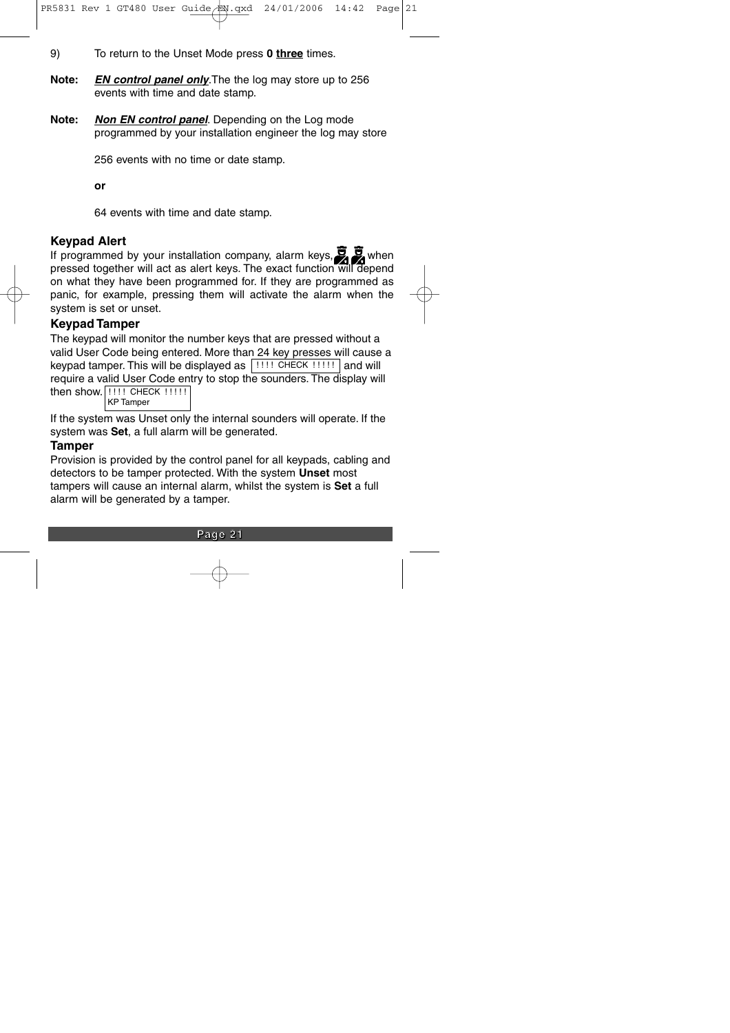9) To return to the Unset Mode press **0 <u>three</u>** times.

**Note:** ***<u>EN control panel only</u>***.The the log may store up to 256 events with time and date stamp.

**Note:** ***<u>Non EN control panel</u>***. Depending on the Log mode programmed by your installation engineer the log may store

256 events with no time or date stamp.

**or**

64 events with time and date stamp.

### Keypad Alert

If programmed by your installation company, alarm keys, when pressed together will act as alert keys. The exact function will depend on what they have been programmed for. If they are programmed as panic, for example, pressing them will activate the alarm when the system is set or unset.

### Keypad Tamper

The keypad will monitor the number keys that are pressed without a valid User Code being entered. More than 24 key presses will cause a keypad tamper. This will be displayed as `!!!! CHECK !!!!!` and will require a valid User Code entry to stop the sounders. The display will then show.

```
!!!! CHECK !!!!!
KP Tamper
```

If the system was Unset only the internal sounders will operate. If the system was **Set**, a full alarm will be generated.

### Tamper

Provision is provided by the control panel for all keypads, cabling and detectors to be tamper protected. With the system **Unset** most tampers will cause an internal alarm, whilst the system is **Set** a full alarm will be generated by a tamper.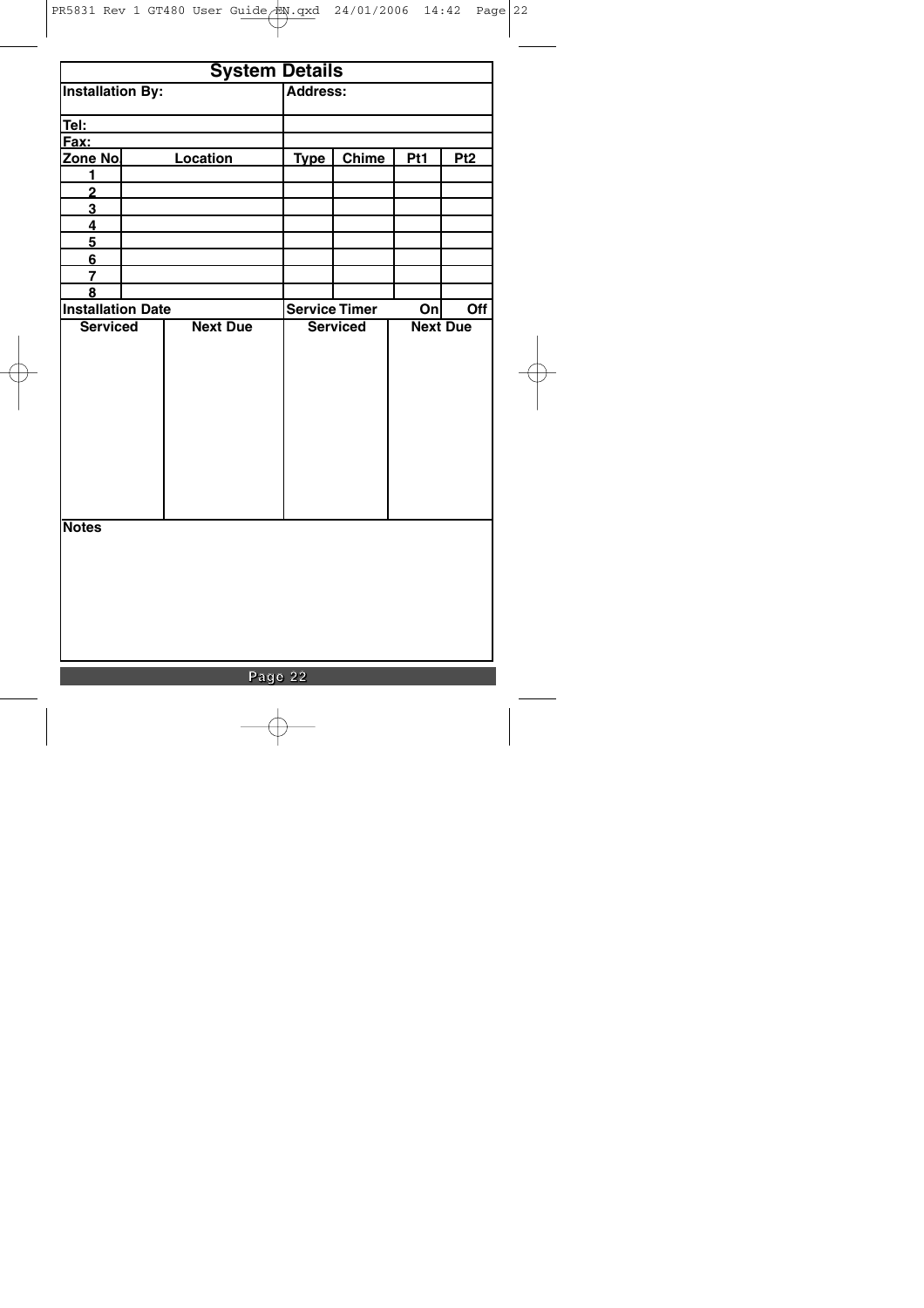# System Details

| Installation By: | | Address: | | | |
|---|---|---|---|---|---|
| Tel: | | | | | |
| Fax: | | | | | |
| **Zone No** | **Location** | **Type** | **Chime** | **Pt1** | **Pt2** |
| 1 | | | | | |
| 2 | | | | | |
| 3 | | | | | |
| 4 | | | | | |
| 5 | | | | | |
| 6 | | | | | |
| 7 | | | | | |
| 8 | | | | | |
| **Installation Date** | | **Service Timer** | | **On** | **Off** |

| Serviced | Next Due | Serviced | Next Due |
|---|---|---|---|
| | | | |

**Notes**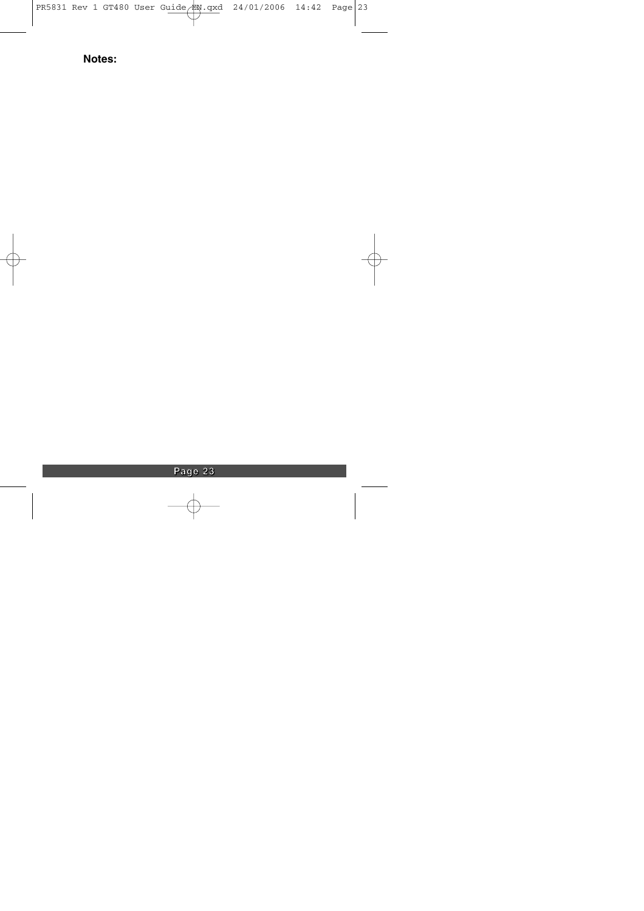**Notes:**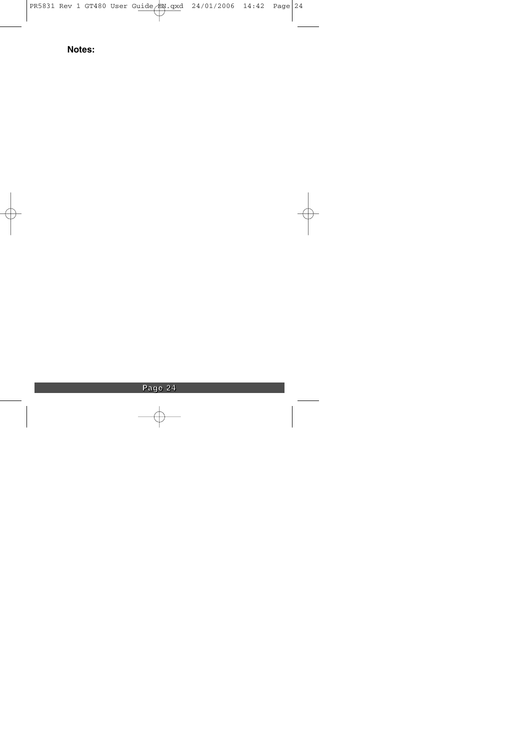**Notes:**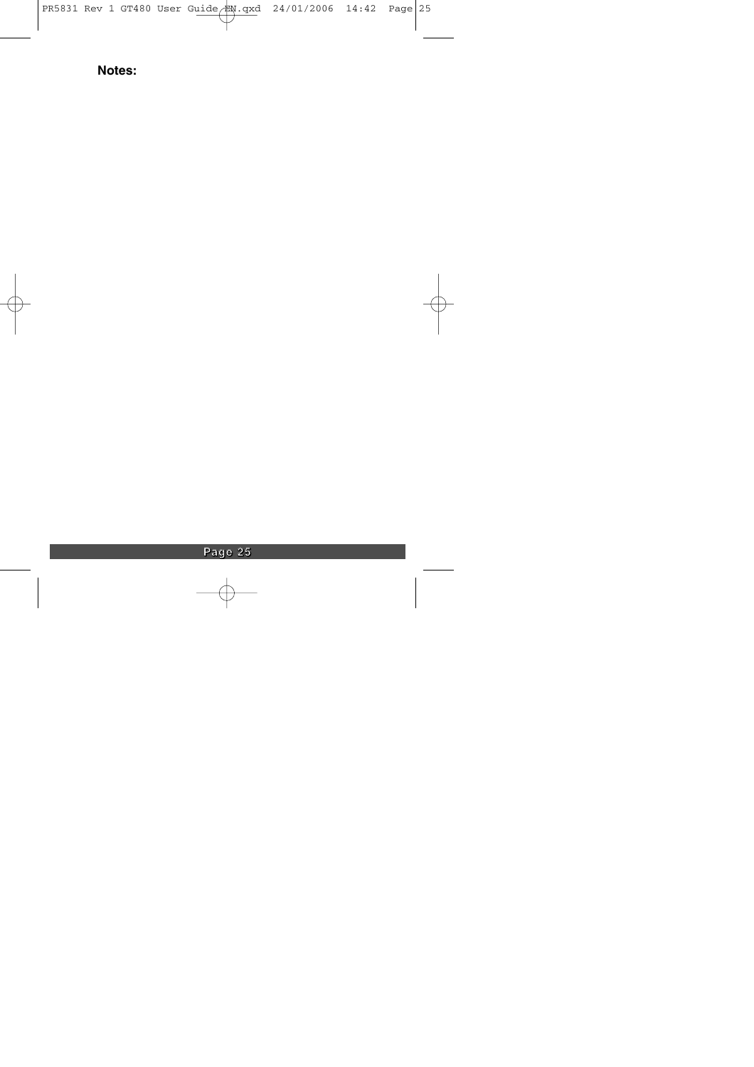**Notes:**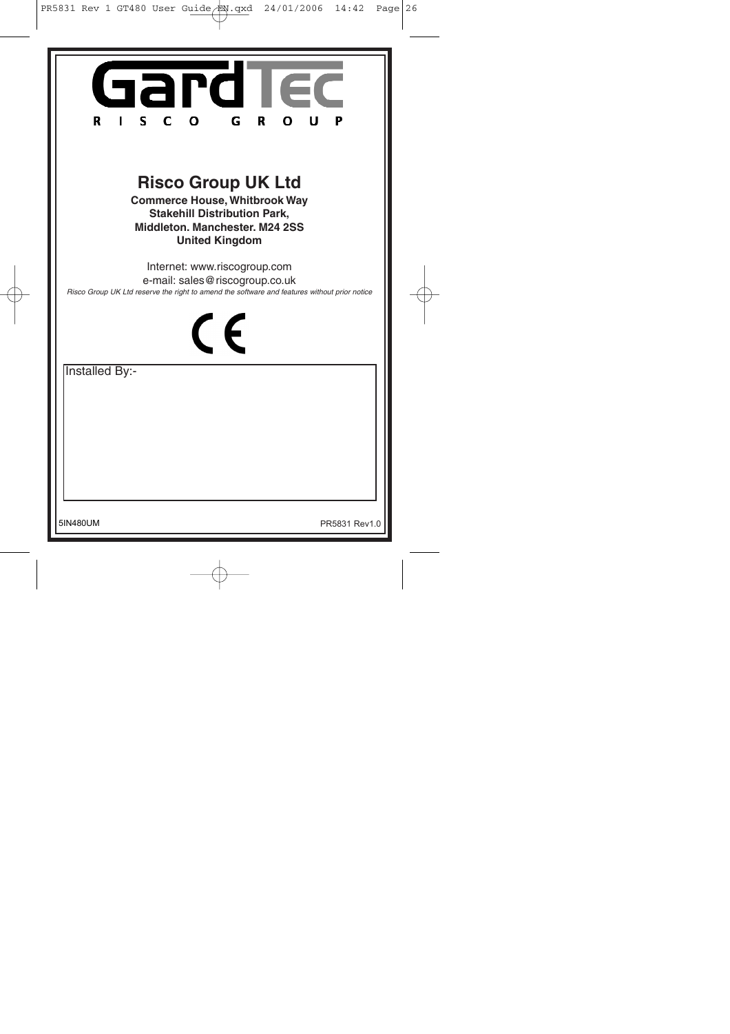GardTec

RISCO GROUP

# Risco Group UK Ltd

**Commerce House, Whitbrook Way**
**Stakehill Distribution Park,**
**Middleton. Manchester. M24 2SS**
**United Kingdom**

Internet: www.riscogroup.com
e-mail: sales@riscogroup.co.uk

*Risco Group UK Ltd reserve the right to amend the software and features without prior notice*

CE

Installed By:-

5IN480UM

PR5831 Rev1.0